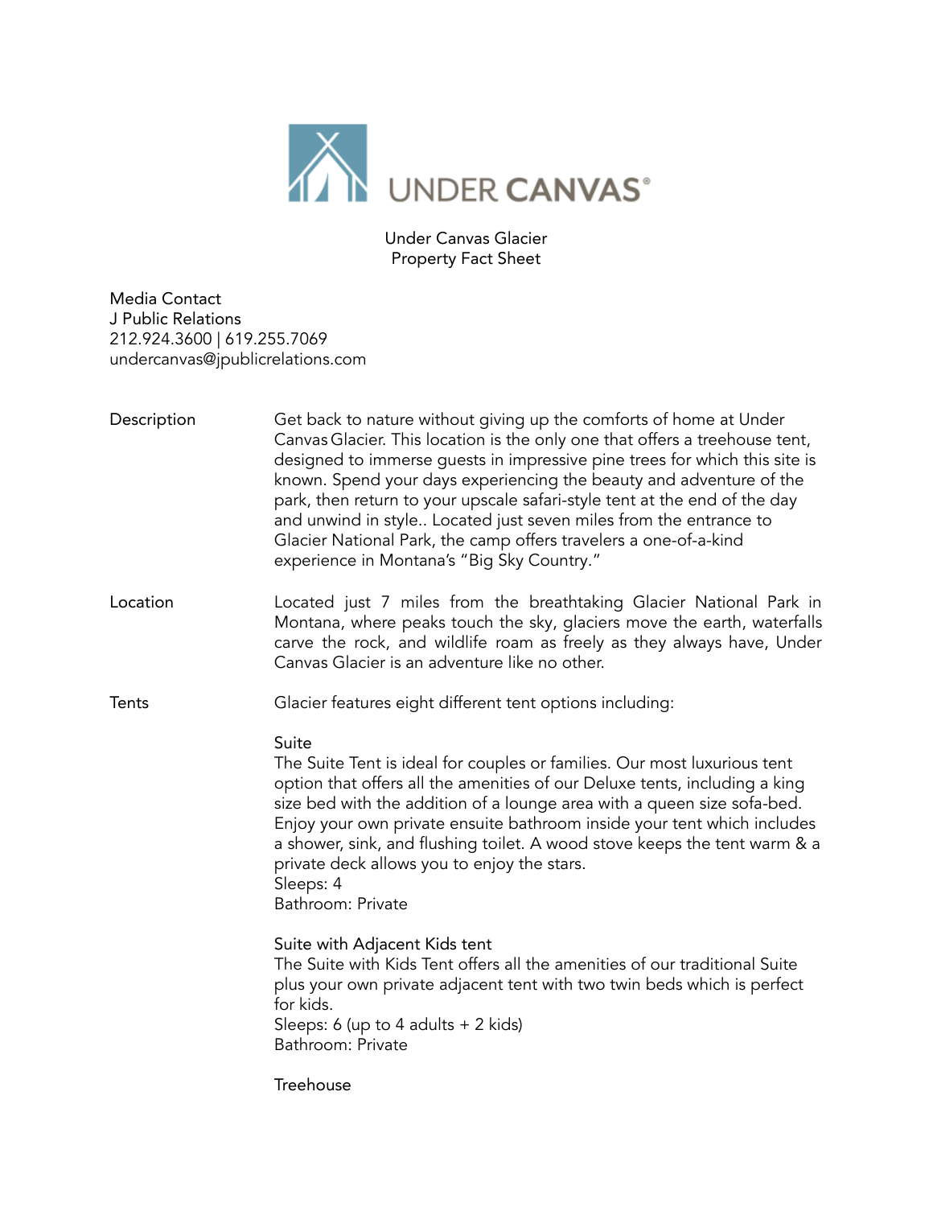# UNDER CANVAS®

Under Canvas Glacier
Property Fact Sheet

Media Contact
J Public Relations
212.924.3600 | 619.255.7069
undercanvas@jpublicrelations.com

**Description**

Get back to nature without giving up the comforts of home at Under Canvas Glacier. This location is the only one that offers a treehouse tent, designed to immerse guests in impressive pine trees for which this site is known. Spend your days experiencing the beauty and adventure of the park, then return to your upscale safari-style tent at the end of the day and unwind in style.. Located just seven miles from the entrance to Glacier National Park, the camp offers travelers a one-of-a-kind experience in Montana's "Big Sky Country."

**Location**

Located just 7 miles from the breathtaking Glacier National Park in Montana, where peaks touch the sky, glaciers move the earth, waterfalls carve the rock, and wildlife roam as freely as they always have, Under Canvas Glacier is an adventure like no other.

**Tents**

Glacier features eight different tent options including:

Suite
The Suite Tent is ideal for couples or families. Our most luxurious tent option that offers all the amenities of our Deluxe tents, including a king size bed with the addition of a lounge area with a queen size sofa-bed. Enjoy your own private ensuite bathroom inside your tent which includes a shower, sink, and flushing toilet. A wood stove keeps the tent warm & a private deck allows you to enjoy the stars.
Sleeps: 4
Bathroom: Private

Suite with Adjacent Kids tent
The Suite with Kids Tent offers all the amenities of our traditional Suite plus your own private adjacent tent with two twin beds which is perfect for kids.
Sleeps: 6 (up to 4 adults + 2 kids)
Bathroom: Private

Treehouse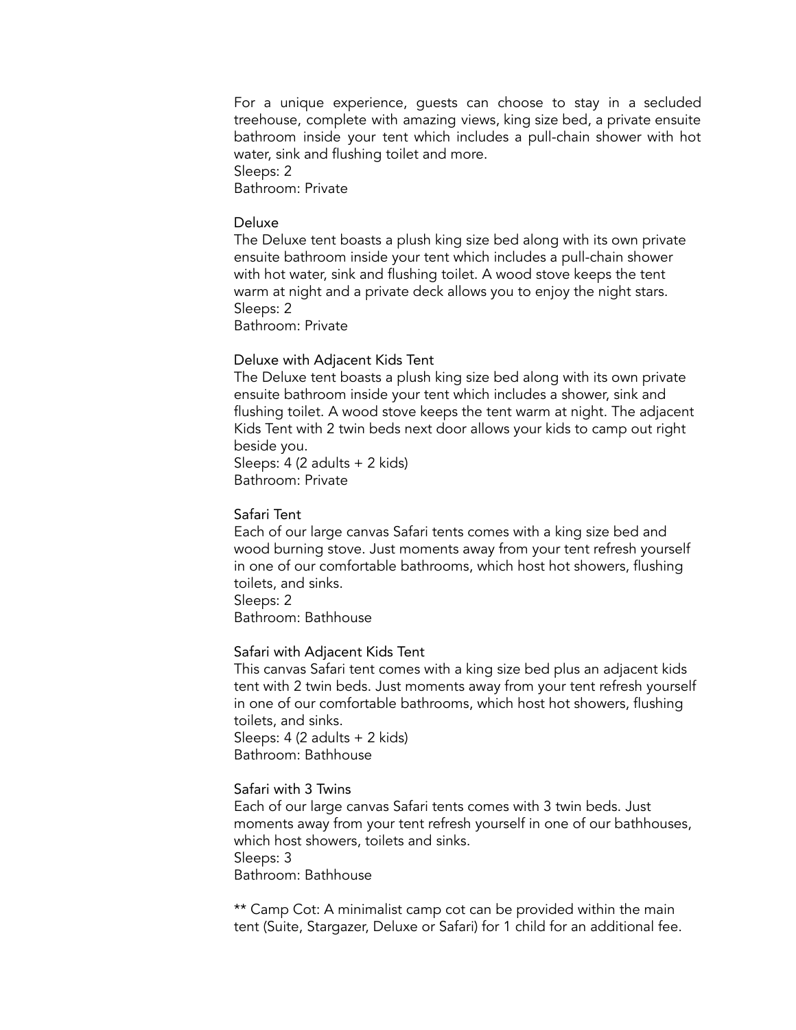For a unique experience, guests can choose to stay in a secluded treehouse, complete with amazing views, king size bed, a private ensuite bathroom inside your tent which includes a pull-chain shower with hot water, sink and flushing toilet and more.
Sleeps: 2
Bathroom: Private

### Deluxe

The Deluxe tent boasts a plush king size bed along with its own private ensuite bathroom inside your tent which includes a pull-chain shower with hot water, sink and flushing toilet. A wood stove keeps the tent warm at night and a private deck allows you to enjoy the night stars.
Sleeps: 2
Bathroom: Private

### Deluxe with Adjacent Kids Tent

The Deluxe tent boasts a plush king size bed along with its own private ensuite bathroom inside your tent which includes a shower, sink and flushing toilet. A wood stove keeps the tent warm at night. The adjacent Kids Tent with 2 twin beds next door allows your kids to camp out right beside you.
Sleeps: 4 (2 adults + 2 kids)
Bathroom: Private

### Safari Tent

Each of our large canvas Safari tents comes with a king size bed and wood burning stove. Just moments away from your tent refresh yourself in one of our comfortable bathrooms, which host hot showers, flushing toilets, and sinks.
Sleeps: 2
Bathroom: Bathhouse

### Safari with Adjacent Kids Tent

This canvas Safari tent comes with a king size bed plus an adjacent kids tent with 2 twin beds. Just moments away from your tent refresh yourself in one of our comfortable bathrooms, which host hot showers, flushing toilets, and sinks.
Sleeps: 4 (2 adults + 2 kids)
Bathroom: Bathhouse

### Safari with 3 Twins

Each of our large canvas Safari tents comes with 3 twin beds. Just moments away from your tent refresh yourself in one of our bathhouses, which host showers, toilets and sinks.
Sleeps: 3
Bathroom: Bathhouse

** Camp Cot: A minimalist camp cot can be provided within the main tent (Suite, Stargazer, Deluxe or Safari) for 1 child for an additional fee.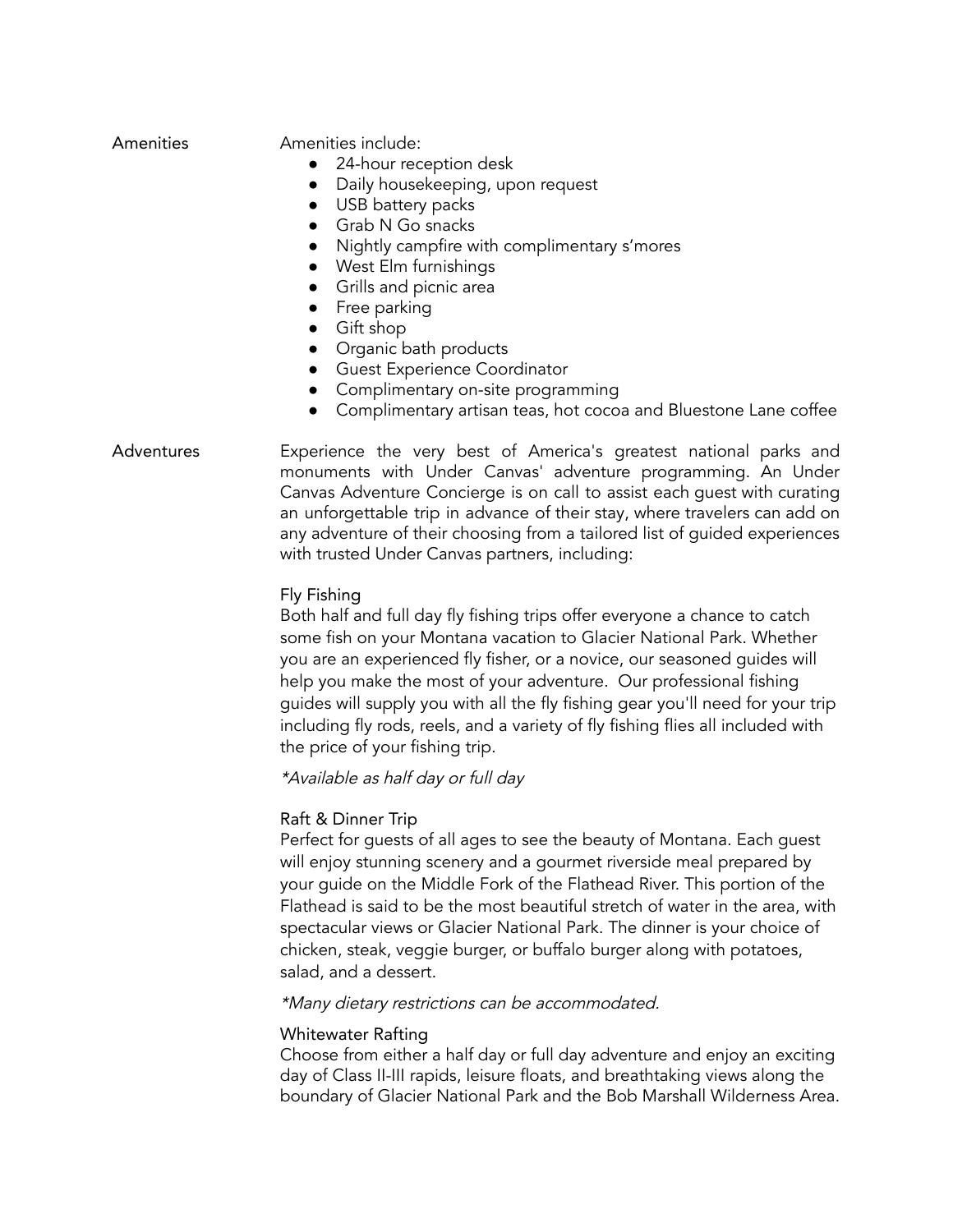## Amenities

Amenities include:

- 24-hour reception desk
- Daily housekeeping, upon request
- USB battery packs
- Grab N Go snacks
- Nightly campfire with complimentary s'mores
- West Elm furnishings
- Grills and picnic area
- Free parking
- Gift shop
- Organic bath products
- Guest Experience Coordinator
- Complimentary on-site programming
- Complimentary artisan teas, hot cocoa and Bluestone Lane coffee

## Adventures

Experience the very best of America's greatest national parks and monuments with Under Canvas' adventure programming. An Under Canvas Adventure Concierge is on call to assist each guest with curating an unforgettable trip in advance of their stay, where travelers can add on any adventure of their choosing from a tailored list of guided experiences with trusted Under Canvas partners, including:

### Fly Fishing

Both half and full day fly fishing trips offer everyone a chance to catch some fish on your Montana vacation to Glacier National Park. Whether you are an experienced fly fisher, or a novice, our seasoned guides will help you make the most of your adventure. Our professional fishing guides will supply you with all the fly fishing gear you'll need for your trip including fly rods, reels, and a variety of fly fishing flies all included with the price of your fishing trip.

*\*Available as half day or full day*

### Raft & Dinner Trip

Perfect for guests of all ages to see the beauty of Montana. Each guest will enjoy stunning scenery and a gourmet riverside meal prepared by your guide on the Middle Fork of the Flathead River. This portion of the Flathead is said to be the most beautiful stretch of water in the area, with spectacular views or Glacier National Park. The dinner is your choice of chicken, steak, veggie burger, or buffalo burger along with potatoes, salad, and a dessert.

*\*Many dietary restrictions can be accommodated.*

### Whitewater Rafting

Choose from either a half day or full day adventure and enjoy an exciting day of Class II-III rapids, leisure floats, and breathtaking views along the boundary of Glacier National Park and the Bob Marshall Wilderness Area.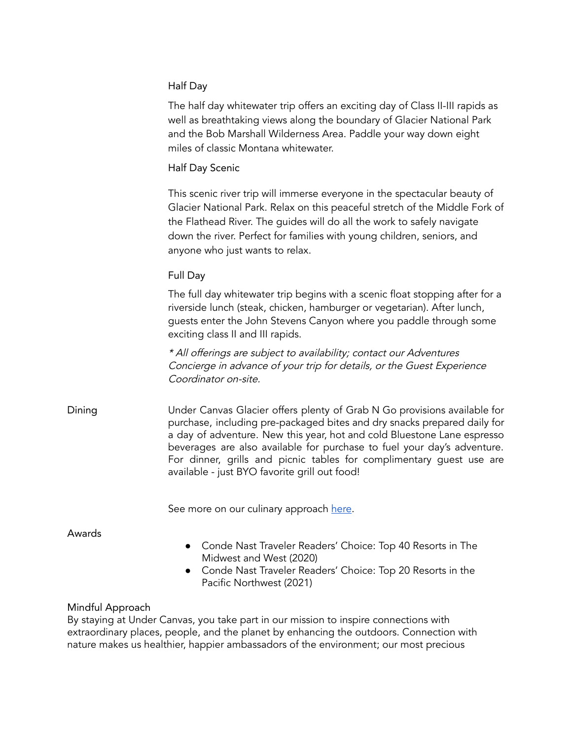### Half Day

The half day whitewater trip offers an exciting day of Class II-III rapids as well as breathtaking views along the boundary of Glacier National Park and the Bob Marshall Wilderness Area. Paddle your way down eight miles of classic Montana whitewater.

### Half Day Scenic

This scenic river trip will immerse everyone in the spectacular beauty of Glacier National Park. Relax on this peaceful stretch of the Middle Fork of the Flathead River. The guides will do all the work to safely navigate down the river. Perfect for families with young children, seniors, and anyone who just wants to relax.

### Full Day

The full day whitewater trip begins with a scenic float stopping after for a riverside lunch (steak, chicken, hamburger or vegetarian). After lunch, guests enter the John Stevens Canyon where you paddle through some exciting class II and III rapids.

*\* All offerings are subject to availability; contact our Adventures Concierge in advance of your trip for details, or the Guest Experience Coordinator on-site.*

## Dining

Under Canvas Glacier offers plenty of Grab N Go provisions available for purchase, including pre-packaged bites and dry snacks prepared daily for a day of adventure. New this year, hot and cold Bluestone Lane espresso beverages are also available for purchase to fuel your day's adventure. For dinner, grills and picnic tables for complimentary guest use are available - just BYO favorite grill out food!

See more on our culinary approach [here]().

## Awards

- Conde Nast Traveler Readers' Choice: Top 40 Resorts in The Midwest and West (2020)
- Conde Nast Traveler Readers' Choice: Top 20 Resorts in the Pacific Northwest (2021)

## Mindful Approach

By staying at Under Canvas, you take part in our mission to inspire connections with extraordinary places, people, and the planet by enhancing the outdoors. Connection with nature makes us healthier, happier ambassadors of the environment; our most precious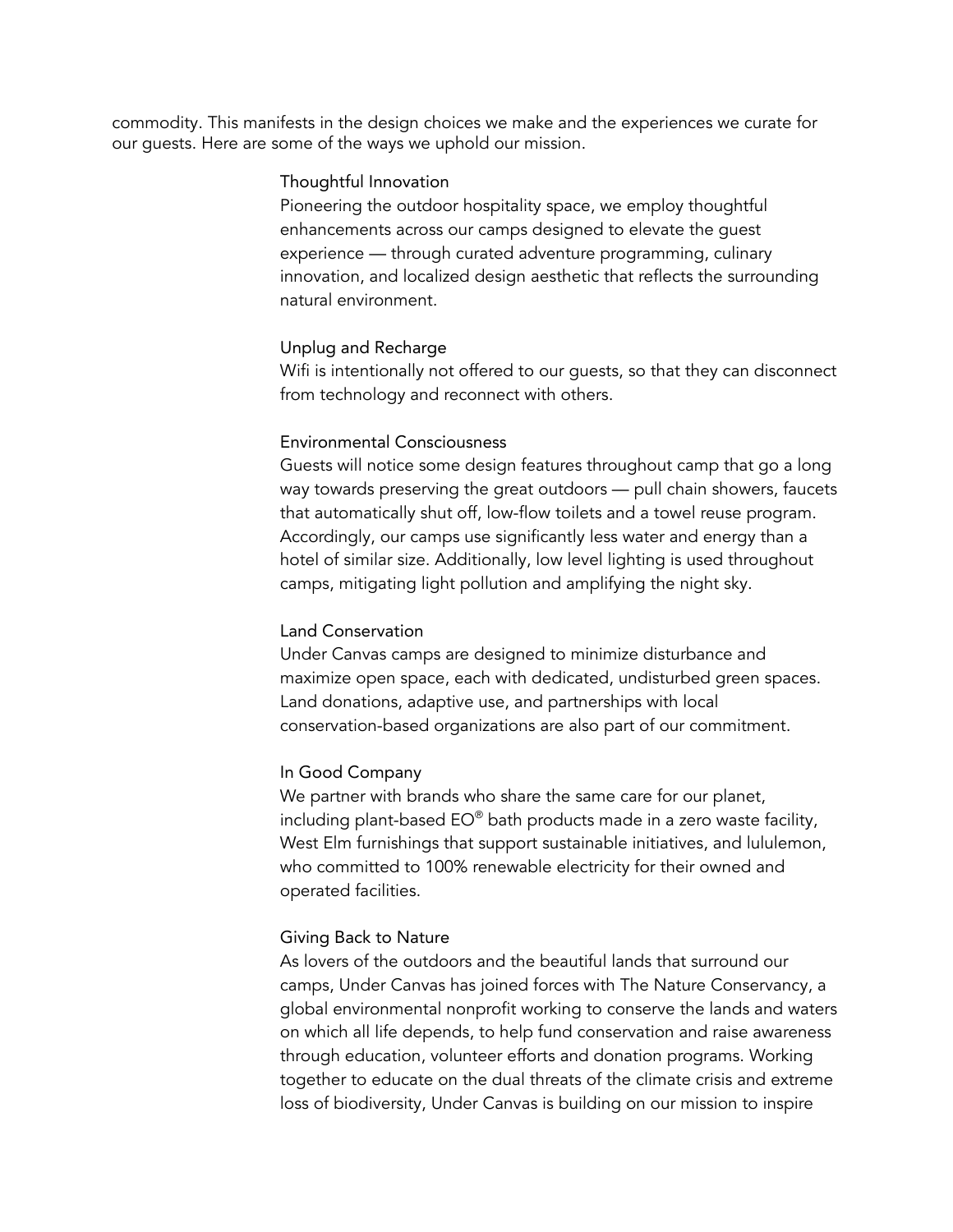commodity. This manifests in the design choices we make and the experiences we curate for our guests. Here are some of the ways we uphold our mission.

### Thoughtful Innovation

Pioneering the outdoor hospitality space, we employ thoughtful enhancements across our camps designed to elevate the guest experience — through curated adventure programming, culinary innovation, and localized design aesthetic that reflects the surrounding natural environment.

### Unplug and Recharge

Wifi is intentionally not offered to our guests, so that they can disconnect from technology and reconnect with others.

### Environmental Consciousness

Guests will notice some design features throughout camp that go a long way towards preserving the great outdoors — pull chain showers, faucets that automatically shut off, low-flow toilets and a towel reuse program. Accordingly, our camps use significantly less water and energy than a hotel of similar size. Additionally, low level lighting is used throughout camps, mitigating light pollution and amplifying the night sky.

### Land Conservation

Under Canvas camps are designed to minimize disturbance and maximize open space, each with dedicated, undisturbed green spaces. Land donations, adaptive use, and partnerships with local conservation-based organizations are also part of our commitment.

### In Good Company

We partner with brands who share the same care for our planet, including plant-based EO® bath products made in a zero waste facility, West Elm furnishings that support sustainable initiatives, and lululemon, who committed to 100% renewable electricity for their owned and operated facilities.

### Giving Back to Nature

As lovers of the outdoors and the beautiful lands that surround our camps, Under Canvas has joined forces with The Nature Conservancy, a global environmental nonprofit working to conserve the lands and waters on which all life depends, to help fund conservation and raise awareness through education, volunteer efforts and donation programs. Working together to educate on the dual threats of the climate crisis and extreme loss of biodiversity, Under Canvas is building on our mission to inspire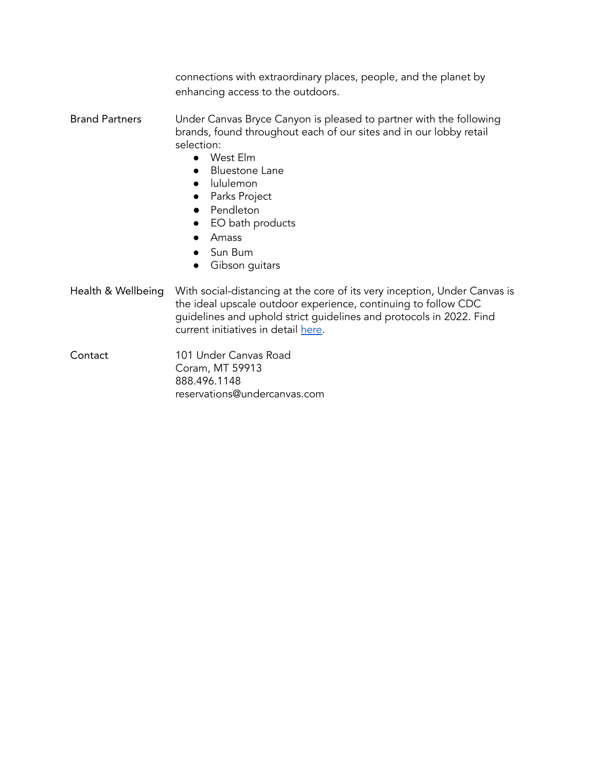connections with extraordinary places, people, and the planet by enhancing access to the outdoors.

| | |
|---|---|
| Brand Partners | Under Canvas Bryce Canyon is pleased to partner with the following brands, found throughout each of our sites and in our lobby retail selection:<br>● West Elm<br>● Bluestone Lane<br>● lululemon<br>● Parks Project<br>● Pendleton<br>● EO bath products<br>● Amass<br>● Sun Bum<br>● Gibson guitars |
| Health & Wellbeing | With social-distancing at the core of its very inception, Under Canvas is the ideal upscale outdoor experience, continuing to follow CDC guidelines and uphold strict guidelines and protocols in 2022. Find current initiatives in detail here. |
| Contact | 101 Under Canvas Road<br>Coram, MT 59913<br>888.496.1148<br>reservations@undercanvas.com |